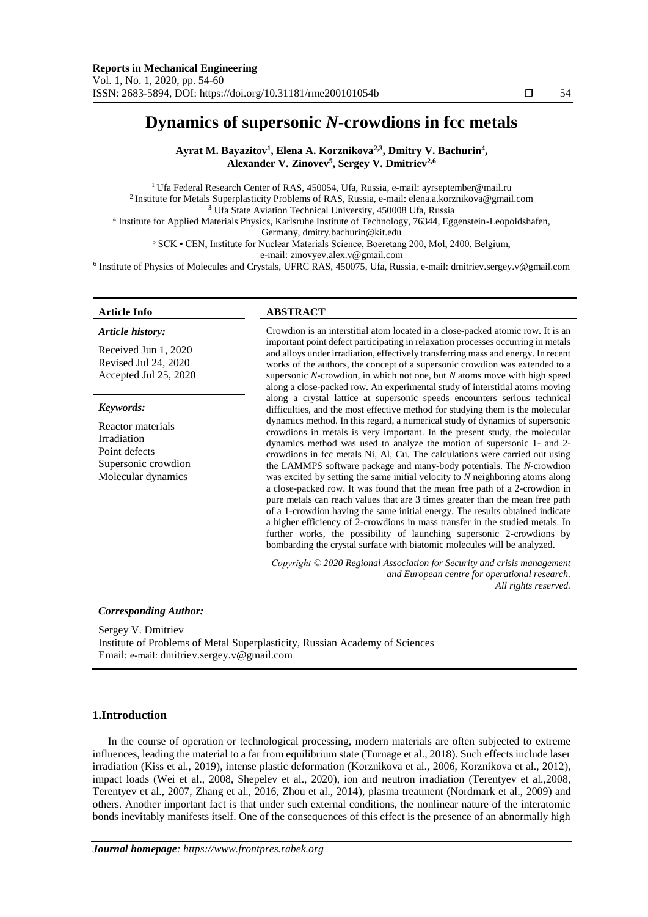# Dynamics of supersonic *N*-crowdions in fcc metals

**Ayrat M. Bayazitov[1], Elena A. Korznikova[2,3], Dmitry V. Bachurin[4], Alexander V. Zinovev[5], Sergey V. Dmitriev[2,6]**

[1] Ufa Federal Research Center of RAS, 450054, Ufa, Russia, e-mail: ayrseptember@mail.ru
[2] Institute for Metals Superplasticity Problems of RAS, Russia, e-mail: elena.a.korznikova@gmail.com
[3] Ufa State Aviation Technical University, 450008 Ufa, Russia
[4] Institute for Applied Materials Physics, Karlsruhe Institute of Technology, 76344, Eggenstein-Leopoldshafen, Germany, dmitry.bachurin@kit.edu
[5] SCK • CEN, Institute for Nuclear Materials Science, Boeretang 200, Mol, 2400, Belgium, e-mail: zinovyev.alex.v@gmail.com
[6] Institute of Physics of Molecules and Crystals, UFRC RAS, 450075, Ufa, Russia, e-mail: dmitriev.sergey.v@gmail.com

**Article Info**

*Article history:*

Received Jun 1, 2020
Revised Jul 24, 2020
Accepted Jul 25, 2020

*Keywords:*

Reactor materials
Irradiation
Point defects
Supersonic crowdion
Molecular dynamics

**ABSTRACT**

Crowdion is an interstitial atom located in a close-packed atomic row. It is an important point defect participating in relaxation processes occurring in metals and alloys under irradiation, effectively transferring mass and energy. In recent works of the authors, the concept of a supersonic crowdion was extended to a supersonic *N*-crowdion, in which not one, but *N* atoms move with high speed along a close-packed row. An experimental study of interstitial atoms moving along a crystal lattice at supersonic speeds encounters serious technical difficulties, and the most effective method for studying them is the molecular dynamics method. In this regard, a numerical study of dynamics of supersonic crowdions in metals is very important. In the present study, the molecular dynamics method was used to analyze the motion of supersonic 1- and 2-crowdions in fcc metals Ni, Al, Cu. The calculations were carried out using the LAMMPS software package and many-body potentials. The *N*-crowdion was excited by setting the same initial velocity to *N* neighboring atoms along a close-packed row. It was found that the mean free path of a 2-crowdion in pure metals can reach values that are 3 times greater than the mean free path of a 1-crowdion having the same initial energy. The results obtained indicate a higher efficiency of 2-crowdions in mass transfer in the studied metals. In further works, the possibility of launching supersonic 2-crowdions by bombarding the crystal surface with biatomic molecules will be analyzed.

*Copyright © 2020 Regional Association for Security and crisis management and European centre for operational research. All rights reserved.*

***Corresponding Author:***

Sergey V. Dmitriev
Institute of Problems of Metal Superplasticity, Russian Academy of Sciences
Email: dmitriev.sergey.v@gmail.com

## 1. Introduction

In the course of operation or technological processing, modern materials are often subjected to extreme influences, leading the material to a far from equilibrium state (Turnage et al., 2018). Such effects include laser irradiation (Kiss et al., 2019), intense plastic deformation (Korznikova et al., 2006, Korznikova et al., 2012), impact loads (Wei et al., 2008, Shepelev et al., 2020), ion and neutron irradiation (Terentyev et al.,2008, Terentyev et al., 2007, Zhang et al., 2016, Zhou et al., 2014), plasma treatment (Nordmark et al., 2009) and others. Another important fact is that under such external conditions, the nonlinear nature of the interatomic bonds inevitably manifests itself. One of the consequences of this effect is the presence of an abnormally high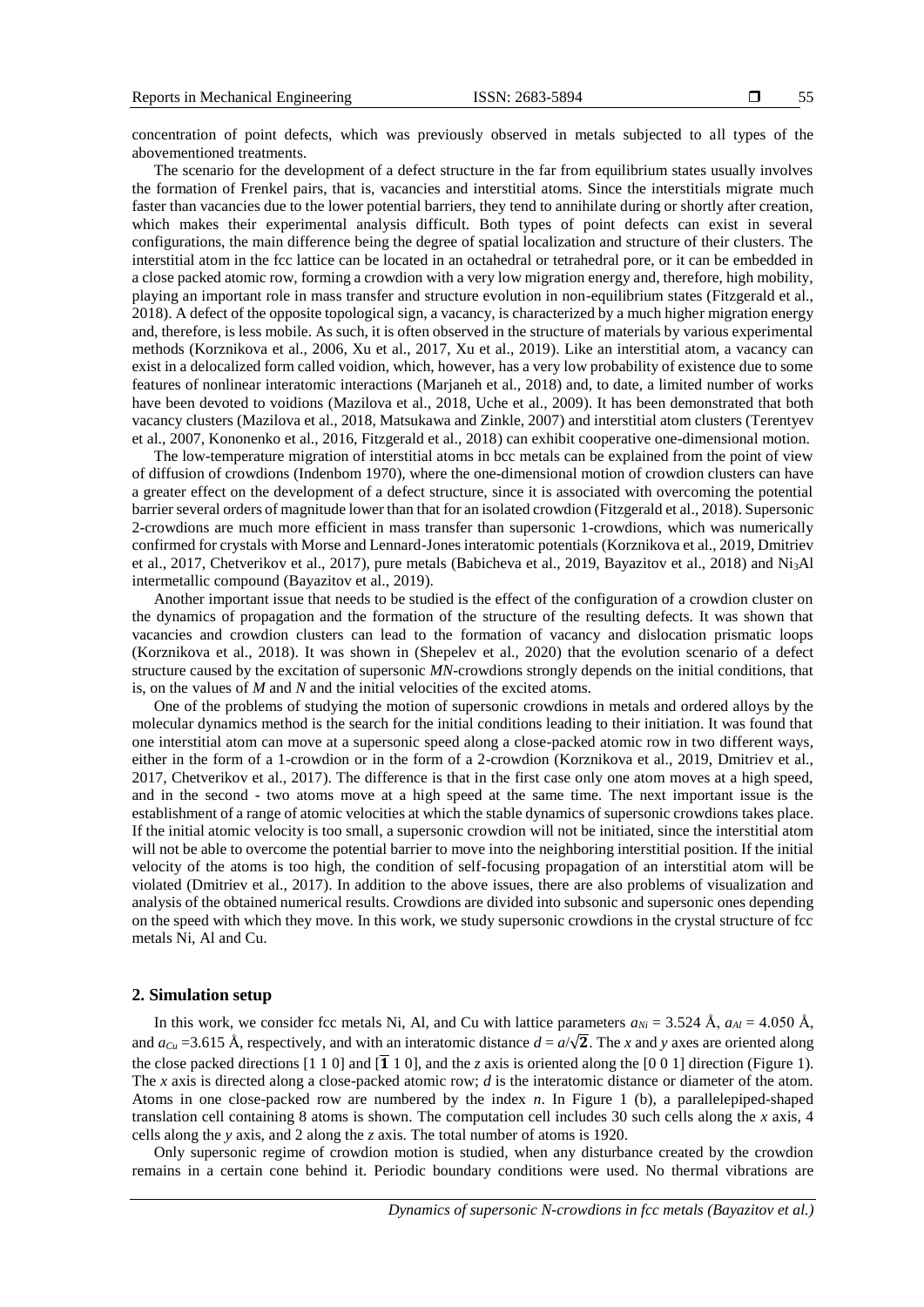concentration of point defects, which was previously observed in metals subjected to all types of the abovementioned treatments.

The scenario for the development of a defect structure in the far from equilibrium states usually involves the formation of Frenkel pairs, that is, vacancies and interstitial atoms. Since the interstitials migrate much faster than vacancies due to the lower potential barriers, they tend to annihilate during or shortly after creation, which makes their experimental analysis difficult. Both types of point defects can exist in several configurations, the main difference being the degree of spatial localization and structure of their clusters. The interstitial atom in the fcc lattice can be located in an octahedral or tetrahedral pore, or it can be embedded in a close packed atomic row, forming a crowdion with a very low migration energy and, therefore, high mobility, playing an important role in mass transfer and structure evolution in non-equilibrium states (Fitzgerald et al., 2018). A defect of the opposite topological sign, a vacancy, is characterized by a much higher migration energy and, therefore, is less mobile. As such, it is often observed in the structure of materials by various experimental methods (Korznikova et al., 2006, Xu et al., 2017, Xu et al., 2019). Like an interstitial atom, a vacancy can exist in a delocalized form called voidion, which, however, has a very low probability of existence due to some features of nonlinear interatomic interactions (Marjaneh et al., 2018) and, to date, a limited number of works have been devoted to voidions (Mazilova et al., 2018, Uche et al., 2009). It has been demonstrated that both vacancy clusters (Mazilova et al., 2018, Matsukawa and Zinkle, 2007) and interstitial atom clusters (Terentyev et al., 2007, Kononenko et al., 2016, Fitzgerald et al., 2018) can exhibit cooperative one-dimensional motion.

The low-temperature migration of interstitial atoms in bcc metals can be explained from the point of view of diffusion of crowdions (Indenbom 1970), where the one-dimensional motion of crowdion clusters can have a greater effect on the development of a defect structure, since it is associated with overcoming the potential barrier several orders of magnitude lower than that for an isolated crowdion (Fitzgerald et al., 2018). Supersonic 2-crowdions are much more efficient in mass transfer than supersonic 1-crowdions, which was numerically confirmed for crystals with Morse and Lennard-Jones interatomic potentials (Korznikova et al., 2019, Dmitriev et al., 2017, Chetverikov et al., 2017), pure metals (Babicheva et al., 2019, Bayazitov et al., 2018) and $Ni_3Al$ intermetallic compound (Bayazitov et al., 2019).

Another important issue that needs to be studied is the effect of the configuration of a crowdion cluster on the dynamics of propagation and the formation of the structure of the resulting defects. It was shown that vacancies and crowdion clusters can lead to the formation of vacancy and dislocation prismatic loops (Korznikova et al., 2018). It was shown in (Shepelev et al., 2020) that the evolution scenario of a defect structure caused by the excitation of supersonic *MN*-crowdions strongly depends on the initial conditions, that is, on the values of *M* and *N* and the initial velocities of the excited atoms.

One of the problems of studying the motion of supersonic crowdions in metals and ordered alloys by the molecular dynamics method is the search for the initial conditions leading to their initiation. It was found that one interstitial atom can move at a supersonic speed along a close-packed atomic row in two different ways, either in the form of a 1-crowdion or in the form of a 2-crowdion (Korznikova et al., 2019, Dmitriev et al., 2017, Chetverikov et al., 2017). The difference is that in the first case only one atom moves at a high speed, and in the second - two atoms move at a high speed at the same time. The next important issue is the establishment of a range of atomic velocities at which the stable dynamics of supersonic crowdions takes place. If the initial atomic velocity is too small, a supersonic crowdion will not be initiated, since the interstitial atom will not be able to overcome the potential barrier to move into the neighboring interstitial position. If the initial velocity of the atoms is too high, the condition of self-focusing propagation of an interstitial atom will be violated (Dmitriev et al., 2017). In addition to the above issues, there are also problems of visualization and analysis of the obtained numerical results. Crowdions are divided into subsonic and supersonic ones depending on the speed with which they move. In this work, we study supersonic crowdions in the crystal structure of fcc metals Ni, Al and Cu.

## 2. Simulation setup

In this work, we consider fcc metals Ni, Al, and Cu with lattice parameters $a_{Ni} = 3.524$ Å, $a_{Al} = 4.050$ Å, and $a_{Cu} = 3.615$ Å, respectively, and with an interatomic distance $d = a/\sqrt{2}$. The *x* and *y* axes are oriented along the close packed directions [1 1 0] and [$\bar{1}$ 1 0], and the *z* axis is oriented along the [0 0 1] direction (Figure 1). The *x* axis is directed along a close-packed atomic row; *d* is the interatomic distance or diameter of the atom. Atoms in one close-packed row are numbered by the index *n*. In Figure 1 (b), a parallelepiped-shaped translation cell containing 8 atoms is shown. The computation cell includes 30 such cells along the *x* axis, 4 cells along the *y* axis, and 2 along the *z* axis. The total number of atoms is 1920.

Only supersonic regime of crowdion motion is studied, when any disturbance created by the crowdion remains in a certain cone behind it. Periodic boundary conditions were used. No thermal vibrations are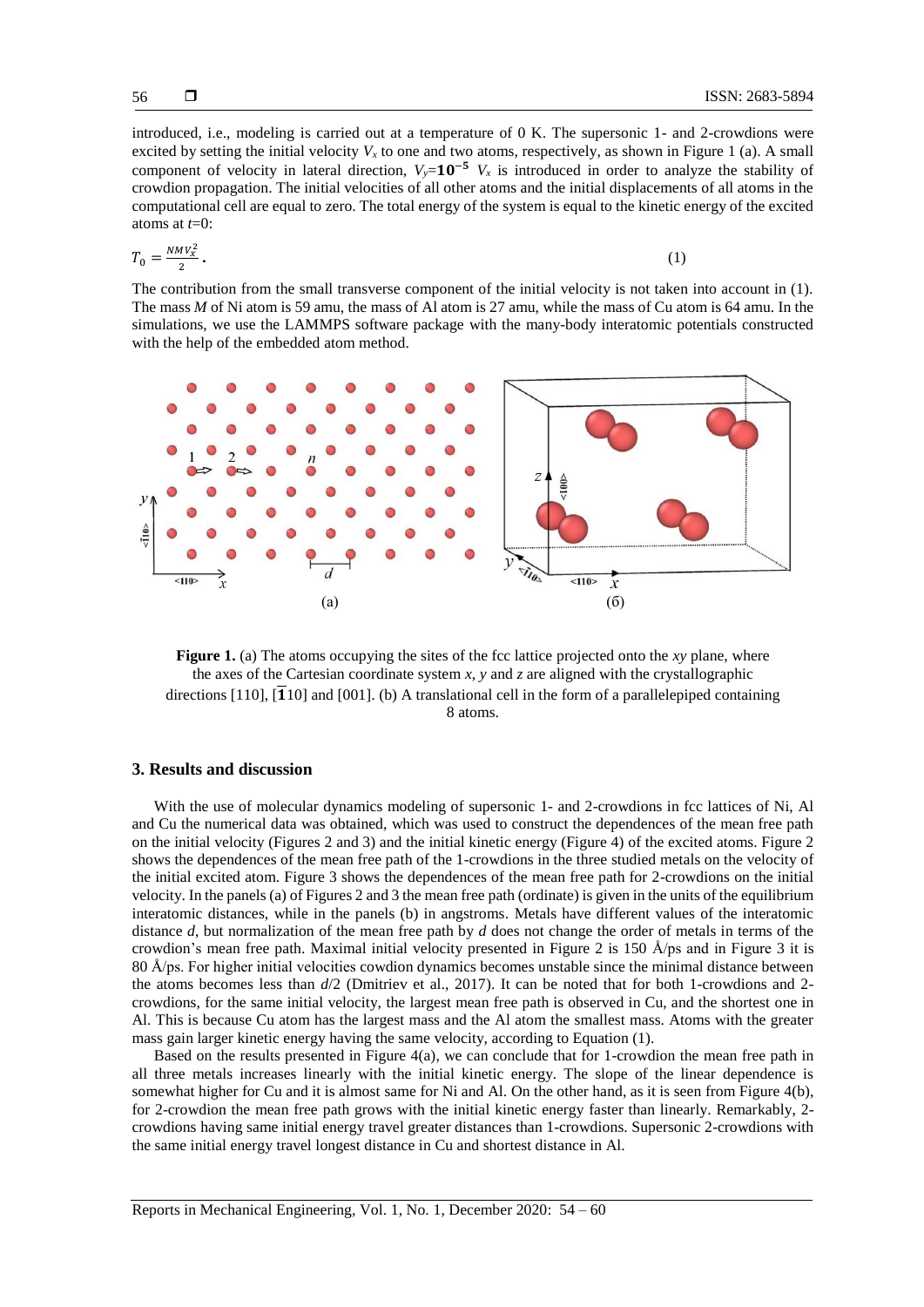introduced, i.e., modeling is carried out at a temperature of 0 K. The supersonic 1- and 2-crowdions were excited by setting the initial velocity $V_x$ to one and two atoms, respectively, as shown in Figure 1 (a). A small component of velocity in lateral direction, $V_y = \mathbf{10^{-5}}\ V_x$ is introduced in order to analyze the stability of crowdion propagation. The initial velocities of all other atoms and the initial displacements of all atoms in the computational cell are equal to zero. The total energy of the system is equal to the kinetic energy of the excited atoms at $t$=0:

$$T_0 = \frac{NMV_x^2}{2}. \qquad (1)$$

The contribution from the small transverse component of the initial velocity is not taken into account in (1). The mass $M$ of Ni atom is 59 amu, the mass of Al atom is 27 amu, while the mass of Cu atom is 64 amu. In the simulations, we use the LAMMPS software package with the many-body interatomic potentials constructed with the help of the embedded atom method.

**Figure 1.** (a) The atoms occupying the sites of the fcc lattice projected onto the $xy$ plane, where the axes of the Cartesian coordinate system $x$, $y$ and $z$ are aligned with the crystallographic directions [110], $[\bar{1}10]$ and [001]. (b) A translational cell in the form of a parallelepiped containing 8 atoms.

## 3. Results and discussion

With the use of molecular dynamics modeling of supersonic 1- and 2-crowdions in fcc lattices of Ni, Al and Cu the numerical data was obtained, which was used to construct the dependences of the mean free path on the initial velocity (Figures 2 and 3) and the initial kinetic energy (Figure 4) of the excited atoms. Figure 2 shows the dependences of the mean free path of the 1-crowdions in the three studied metals on the velocity of the initial excited atom. Figure 3 shows the dependences of the mean free path for 2-crowdions on the initial velocity. In the panels (a) of Figures 2 and 3 the mean free path (ordinate) is given in the units of the equilibrium interatomic distances, while in the panels (b) in angstroms. Metals have different values of the interatomic distance $d$, but normalization of the mean free path by $d$ does not change the order of metals in terms of the crowdion's mean free path. Maximal initial velocity presented in Figure 2 is 150 Å/ps and in Figure 3 it is 80 Å/ps. For higher initial velocities cowdion dynamics becomes unstable since the minimal distance between the atoms becomes less than $d$/2 (Dmitriev et al., 2017). It can be noted that for both 1-crowdions and 2-crowdions, for the same initial velocity, the largest mean free path is observed in Cu, and the shortest one in Al. This is because Cu atom has the largest mass and the Al atom the smallest mass. Atoms with the greater mass gain larger kinetic energy having the same velocity, according to Equation (1).

Based on the results presented in Figure 4(a), we can conclude that for 1-crowdion the mean free path in all three metals increases linearly with the initial kinetic energy. The slope of the linear dependence is somewhat higher for Cu and it is almost same for Ni and Al. On the other hand, as it is seen from Figure 4(b), for 2-crowdion the mean free path grows with the initial kinetic energy faster than linearly. Remarkably, 2-crowdions having same initial energy travel greater distances than 1-crowdions. Supersonic 2-crowdions with the same initial energy travel longest distance in Cu and shortest distance in Al.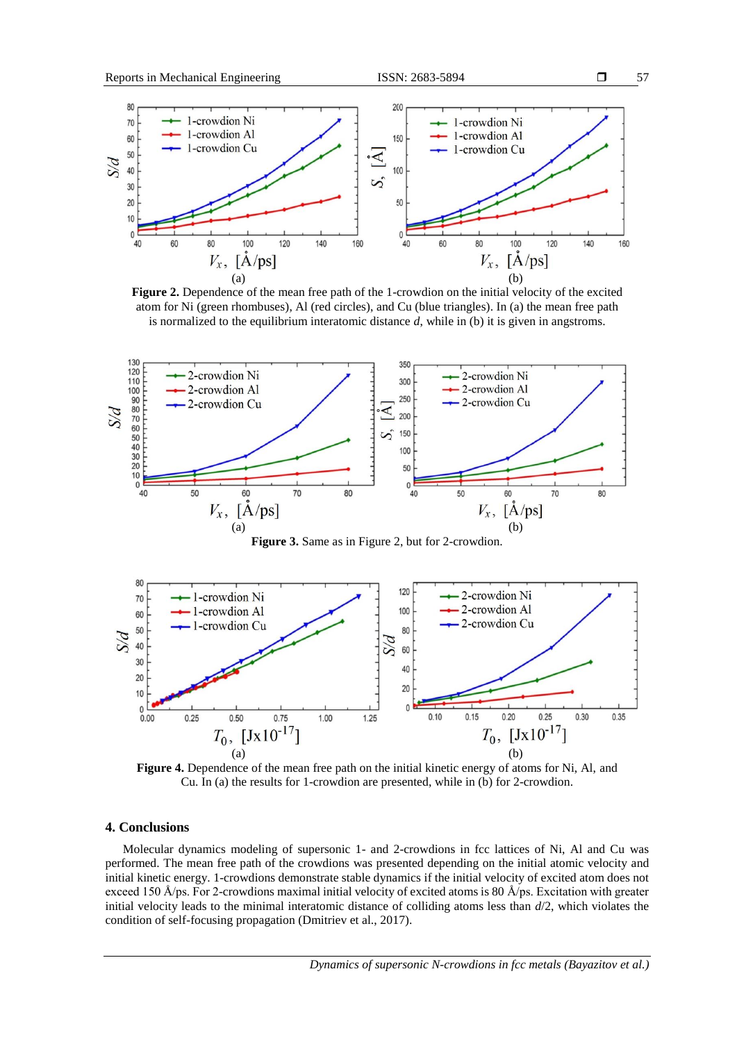**Figure 2.** Dependence of the mean free path of the 1-crowdion on the initial velocity of the excited atom for Ni (green rhombuses), Al (red circles), and Cu (blue triangles). In (a) the mean free path is normalized to the equilibrium interatomic distance $d$, while in (b) it is given in angstroms.

**Figure 3.** Same as in Figure 2, but for 2-crowdion.

**Figure 4.** Dependence of the mean free path on the initial kinetic energy of atoms for Ni, Al, and Cu. In (a) the results for 1-crowdion are presented, while in (b) for 2-crowdion.

## 4. Conclusions

Molecular dynamics modeling of supersonic 1- and 2-crowdions in fcc lattices of Ni, Al and Cu was performed. The mean free path of the crowdions was presented depending on the initial atomic velocity and initial kinetic energy. 1-crowdions demonstrate stable dynamics if the initial velocity of excited atom does not exceed 150 Å/ps. For 2-crowdions maximal initial velocity of excited atoms is 80 Å/ps. Excitation with greater initial velocity leads to the minimal interatomic distance of colliding atoms less than $d/2$, which violates the condition of self-focusing propagation (Dmitriev et al., 2017).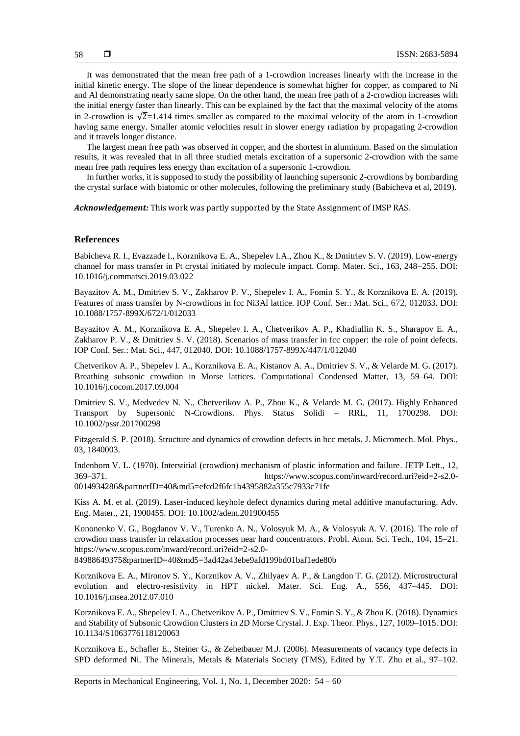It was demonstrated that the mean free path of a 1-crowdion increases linearly with the increase in the initial kinetic energy. The slope of the linear dependence is somewhat higher for copper, as compared to Ni and Al demonstrating nearly same slope. On the other hand, the mean free path of a 2-crowdion increases with the initial energy faster than linearly. This can be explained by the fact that the maximal velocity of the atoms in 2-crowdion is $\sqrt{2}$=1.414 times smaller as compared to the maximal velocity of the atom in 1-crowdion having same energy. Smaller atomic velocities result in slower energy radiation by propagating 2-crowdion and it travels longer distance.

The largest mean free path was observed in copper, and the shortest in aluminum. Based on the simulation results, it was revealed that in all three studied metals excitation of a supersonic 2-crowdion with the same mean free path requires less energy than excitation of a supersonic 1-crowdion.

In further works, it is supposed to study the possibility of launching supersonic 2-crowdions by bombarding the crystal surface with biatomic or other molecules, following the preliminary study (Babicheva et al, 2019).

***Acknowledgement:*** This work was partly supported by the State Assignment of IMSP RAS.

## References

Babicheva R. I., Evazzade I., Korznikova E. A., Shepelev I.A., Zhou K., & Dmitriev S. V. (2019). Low-energy channel for mass transfer in Pt crystal initiated by molecule impact. Comp. Mater. Sci., 163, 248–255. DOI: 10.1016/j.commatsci.2019.03.022

Bayazitov A. M., Dmitriev S. V., Zakharov P. V., Shepelev I. A., Fomin S. Y., & Korznikova E. A. (2019). Features of mass transfer by N-crowdions in fcc Ni3Al lattice. IOP Conf. Ser.: Mat. Sci., 672, 012033. DOI: 10.1088/1757-899X/672/1/012033

Bayazitov A. M., Korznikova E. A., Shepelev I. A., Chetverikov A. P., Khadiullin K. S., Sharapov E. A., Zakharov P. V., & Dmitriev S. V. (2018). Scenarios of mass transfer in fcc copper: the role of point defects. IOP Conf. Ser.: Mat. Sci., 447, 012040. DOI: 10.1088/1757-899X/447/1/012040

Chetverikov A. P., Shepelev I. A., Korznikova E. A., Kistanov A. A., Dmitriev S. V., & Velarde M. G. (2017). Breathing subsonic crowdion in Morse lattices. Computational Condensed Matter, 13, 59–64. DOI: 10.1016/j.cocom.2017.09.004

Dmitriev S. V., Medvedev N. N., Chetverikov A. P., Zhou K., & Velarde M. G. (2017). Highly Enhanced Transport by Supersonic N-Crowdions. Phys. Status Solidi – RRL, 11, 1700298. DOI: 10.1002/pssr.201700298

Fitzgerald S. P. (2018). Structure and dynamics of crowdion defects in bcc metals. J. Micromech. Mol. Phys., 03, 1840003.

Indenbom V. L. (1970). Interstitial (crowdion) mechanism of plastic information and failure. JETP Lett., 12, 369–371. https://www.scopus.com/inward/record.uri?eid=2-s2.0-0014934286&partnerID=40&md5=efcd2f6fc1b4395882a355c7933c71fe

Kiss A. M. et al. (2019). Laser-induced keyhole defect dynamics during metal additive manufacturing. Adv. Eng. Mater., 21, 1900455. DOI: 10.1002/adem.201900455

Kononenko V. G., Bogdanov V. V., Turenko A. N., Volosyuk M. A., & Volosyuk A. V. (2016). The role of crowdion mass transfer in relaxation processes near hard concentrators. Probl. Atom. Sci. Tech., 104, 15–21. https://www.scopus.com/inward/record.uri?eid=2-s2.0-84988649375&partnerID=40&md5=3ad42a43ebe9afd199bd01baf1ede80b

Korznikova E. A., Mironov S. Y., Korznikov A. V., Zhilyaev A. P., & Langdon T. G. (2012). Microstructural evolution and electro-resistivity in HPT nickel. Mater. Sci. Eng. A., 556, 437–445. DOI: 10.1016/j.msea.2012.07.010

Korznikova E. A., Shepelev I. A., Chetverikov A. P., Dmitriev S. V., Fomin S. Y., & Zhou K. (2018). Dynamics and Stability of Subsonic Crowdion Clusters in 2D Morse Crystal. J. Exp. Theor. Phys., 127, 1009–1015. DOI: 10.1134/S1063776118120063

Korznikova E., Schafler E., Steiner G., & Zehetbauer M.J. (2006). Measurements of vacancy type defects in SPD deformed Ni. The Minerals, Metals & Materials Society (TMS), Edited by Y.T. Zhu et al., 97–102.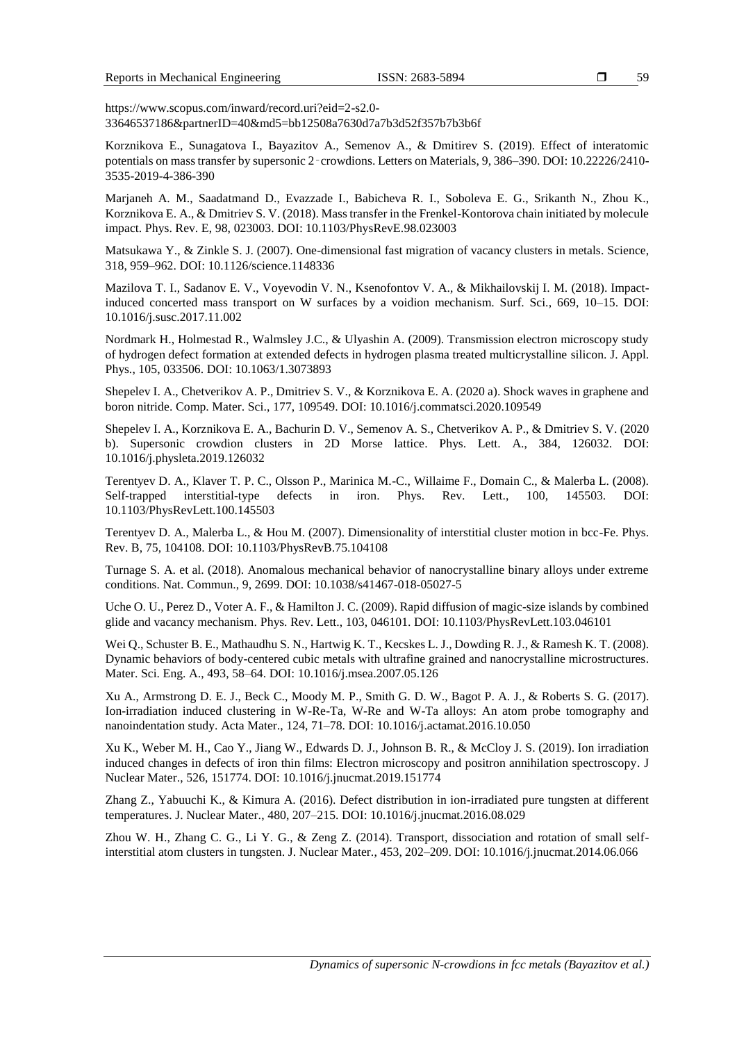https://www.scopus.com/inward/record.uri?eid=2-s2.0-33646537186&partnerID=40&md5=bb12508a7630d7a7b3d52f357b7b3b6f

Korznikova E., Sunagatova I., Bayazitov A., Semenov A., & Dmitirev S. (2019). Effect of interatomic potentials on mass transfer by supersonic 2‑crowdions. Letters on Materials, 9, 386–390. DOI: 10.22226/2410-3535-2019-4-386-390

Marjaneh A. M., Saadatmand D., Evazzade I., Babicheva R. I., Soboleva E. G., Srikanth N., Zhou K., Korznikova E. A., & Dmitriev S. V. (2018). Mass transfer in the Frenkel-Kontorova chain initiated by molecule impact. Phys. Rev. E, 98, 023003. DOI: 10.1103/PhysRevE.98.023003

Matsukawa Y., & Zinkle S. J. (2007). One-dimensional fast migration of vacancy clusters in metals. Science, 318, 959–962. DOI: 10.1126/science.1148336

Mazilova T. I., Sadanov E. V., Voyevodin V. N., Ksenofontov V. A., & Mikhailovskij I. M. (2018). Impact-induced concerted mass transport on W surfaces by a voidion mechanism. Surf. Sci., 669, 10–15. DOI: 10.1016/j.susc.2017.11.002

Nordmark H., Holmestad R., Walmsley J.C., & Ulyashin A. (2009). Transmission electron microscopy study of hydrogen defect formation at extended defects in hydrogen plasma treated multicrystalline silicon. J. Appl. Phys., 105, 033506. DOI: 10.1063/1.3073893

Shepelev I. A., Chetverikov A. P., Dmitriev S. V., & Korznikova E. A. (2020 a). Shock waves in graphene and boron nitride. Comp. Mater. Sci., 177, 109549. DOI: 10.1016/j.commatsci.2020.109549

Shepelev I. A., Korznikova E. A., Bachurin D. V., Semenov A. S., Chetverikov A. P., & Dmitriev S. V. (2020 b). Supersonic crowdion clusters in 2D Morse lattice. Phys. Lett. A., 384, 126032. DOI: 10.1016/j.physleta.2019.126032

Terentyev D. A., Klaver T. P. C., Olsson P., Marinica M.-C., Willaime F., Domain C., & Malerba L. (2008). Self-trapped interstitial-type defects in iron. Phys. Rev. Lett., 100, 145503. DOI: 10.1103/PhysRevLett.100.145503

Terentyev D. A., Malerba L., & Hou M. (2007). Dimensionality of interstitial cluster motion in bcc-Fe. Phys. Rev. B, 75, 104108. DOI: 10.1103/PhysRevB.75.104108

Turnage S. A. et al. (2018). Anomalous mechanical behavior of nanocrystalline binary alloys under extreme conditions. Nat. Commun., 9, 2699. DOI: 10.1038/s41467-018-05027-5

Uche O. U., Perez D., Voter A. F., & Hamilton J. C. (2009). Rapid diffusion of magic-size islands by combined glide and vacancy mechanism. Phys. Rev. Lett., 103, 046101. DOI: 10.1103/PhysRevLett.103.046101

Wei Q., Schuster B. E., Mathaudhu S. N., Hartwig K. T., Kecskes L. J., Dowding R. J., & Ramesh K. T. (2008). Dynamic behaviors of body-centered cubic metals with ultrafine grained and nanocrystalline microstructures. Mater. Sci. Eng. A., 493, 58–64. DOI: 10.1016/j.msea.2007.05.126

Xu A., Armstrong D. E. J., Beck C., Moody M. P., Smith G. D. W., Bagot P. A. J., & Roberts S. G. (2017). Ion-irradiation induced clustering in W-Re-Ta, W-Re and W-Ta alloys: An atom probe tomography and nanoindentation study. Acta Mater., 124, 71–78. DOI: 10.1016/j.actamat.2016.10.050

Xu K., Weber M. H., Cao Y., Jiang W., Edwards D. J., Johnson B. R., & McCloy J. S. (2019). Ion irradiation induced changes in defects of iron thin films: Electron microscopy and positron annihilation spectroscopy. J Nuclear Mater., 526, 151774. DOI: 10.1016/j.jnucmat.2019.151774

Zhang Z., Yabuuchi K., & Kimura A. (2016). Defect distribution in ion-irradiated pure tungsten at different temperatures. J. Nuclear Mater., 480, 207–215. DOI: 10.1016/j.jnucmat.2016.08.029

Zhou W. H., Zhang C. G., Li Y. G., & Zeng Z. (2014). Transport, dissociation and rotation of small self-interstitial atom clusters in tungsten. J. Nuclear Mater., 453, 202–209. DOI: 10.1016/j.jnucmat.2014.06.066